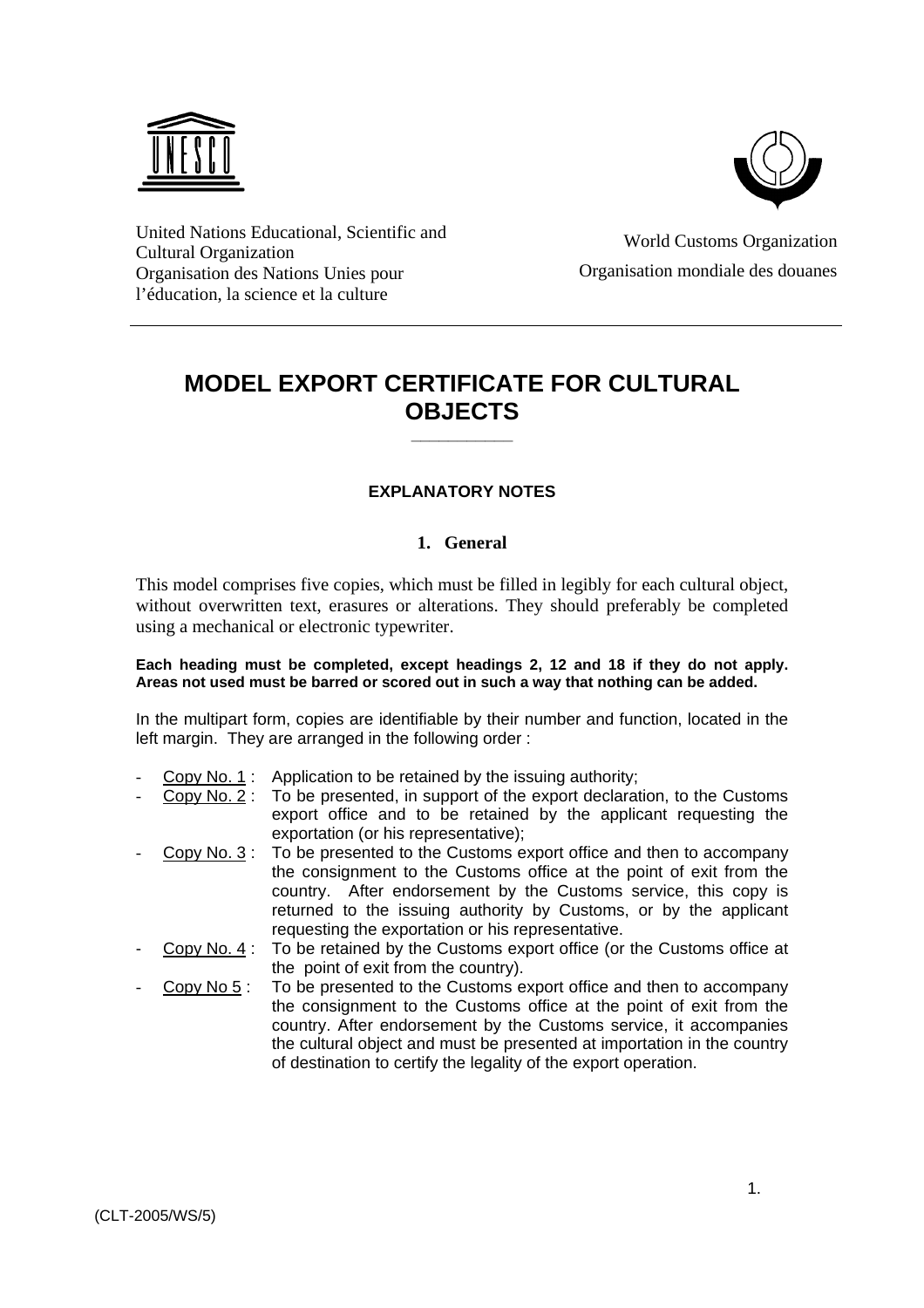United Nations Educational, Scientific and Cultural Organization
Organisation des Nations Unies pour l'éducation, la science et la culture

World Customs Organization
Organisation mondiale des douanes

# MODEL EXPORT CERTIFICATE FOR CULTURAL OBJECTS

## EXPLANATORY NOTES

### 1. General

This model comprises five copies, which must be filled in legibly for each cultural object, without overwritten text, erasures or alterations. They should preferably be completed using a mechanical or electronic typewriter.

**Each heading must be completed, except headings 2, 12 and 18 if they do not apply. Areas not used must be barred or scored out in such a way that nothing can be added.**

In the multipart form, copies are identifiable by their number and function, located in the left margin. They are arranged in the following order :

- Copy No. 1 : Application to be retained by the issuing authority;
- Copy No. 2 : To be presented, in support of the export declaration, to the Customs export office and to be retained by the applicant requesting the exportation (or his representative);
- Copy No. 3 : To be presented to the Customs export office and then to accompany the consignment to the Customs office at the point of exit from the country. After endorsement by the Customs service, this copy is returned to the issuing authority by Customs, or by the applicant requesting the exportation or his representative.
- Copy No. 4 : To be retained by the Customs export office (or the Customs office at the point of exit from the country).
- Copy No 5 : To be presented to the Customs export office and then to accompany the consignment to the Customs office at the point of exit from the country. After endorsement by the Customs service, it accompanies the cultural object and must be presented at importation in the country of destination to certify the legality of the export operation.

(CLT-2005/WS/5)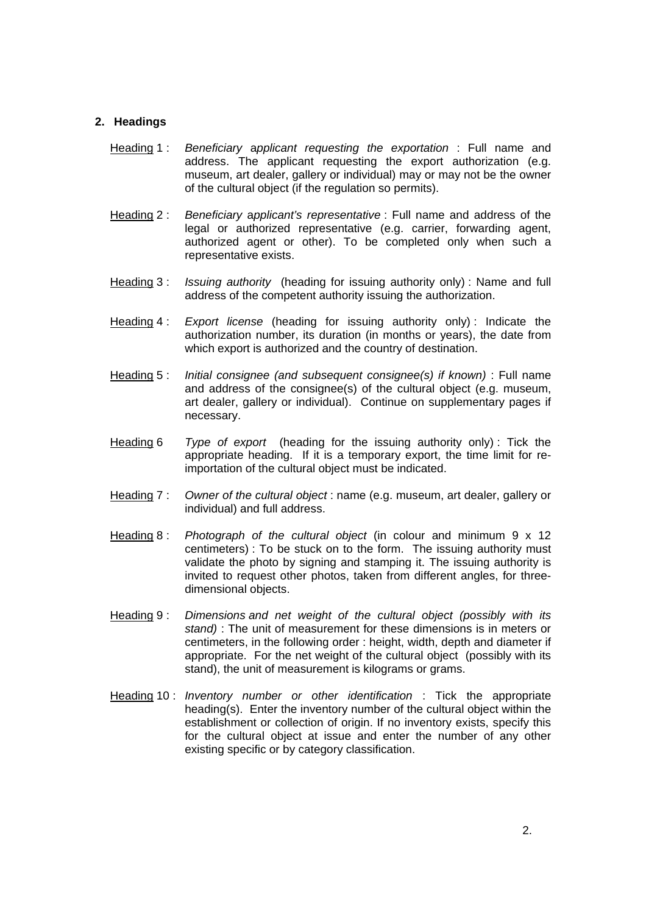## 2. Headings

<u>Heading</u> 1 : *Beneficiary* a*pplicant requesting the exportation* : Full name and address. The applicant requesting the export authorization (e.g. museum, art dealer, gallery or individual) may or may not be the owner of the cultural object (if the regulation so permits).

<u>Heading</u> 2 : *Beneficiary* a*pplicant's representative* : Full name and address of the legal or authorized representative (e.g. carrier, forwarding agent, authorized agent or other). To be completed only when such a representative exists.

<u>Heading</u> 3 : *Issuing authority* (heading for issuing authority only) : Name and full address of the competent authority issuing the authorization.

<u>Heading</u> 4 : *Export license* (heading for issuing authority only) : Indicate the authorization number, its duration (in months or years), the date from which export is authorized and the country of destination.

<u>Heading</u> 5 : *Initial consignee (and subsequent consignee(s) if known)* : Full name and address of the consignee(s) of the cultural object (e.g. museum, art dealer, gallery or individual). Continue on supplementary pages if necessary.

<u>Heading</u> 6 *Type of export* (heading for the issuing authority only) : Tick the appropriate heading. If it is a temporary export, the time limit for re-importation of the cultural object must be indicated.

<u>Heading</u> 7 : *Owner of the cultural object* : name (e.g. museum, art dealer, gallery or individual) and full address.

<u>Heading</u> 8 : *Photograph of the cultural object* (in colour and minimum 9 x 12 centimeters) : To be stuck on to the form. The issuing authority must validate the photo by signing and stamping it. The issuing authority is invited to request other photos, taken from different angles, for three-dimensional objects.

<u>Heading</u> 9 : *Dimensions and net weight of the cultural object (possibly with its stand)* : The unit of measurement for these dimensions is in meters or centimeters, in the following order : height, width, depth and diameter if appropriate. For the net weight of the cultural object (possibly with its stand), the unit of measurement is kilograms or grams.

<u>Heading</u> 10 : *Inventory number or other identification* : Tick the appropriate heading(s). Enter the inventory number of the cultural object within the establishment or collection of origin. If no inventory exists, specify this for the cultural object at issue and enter the number of any other existing specific or by category classification.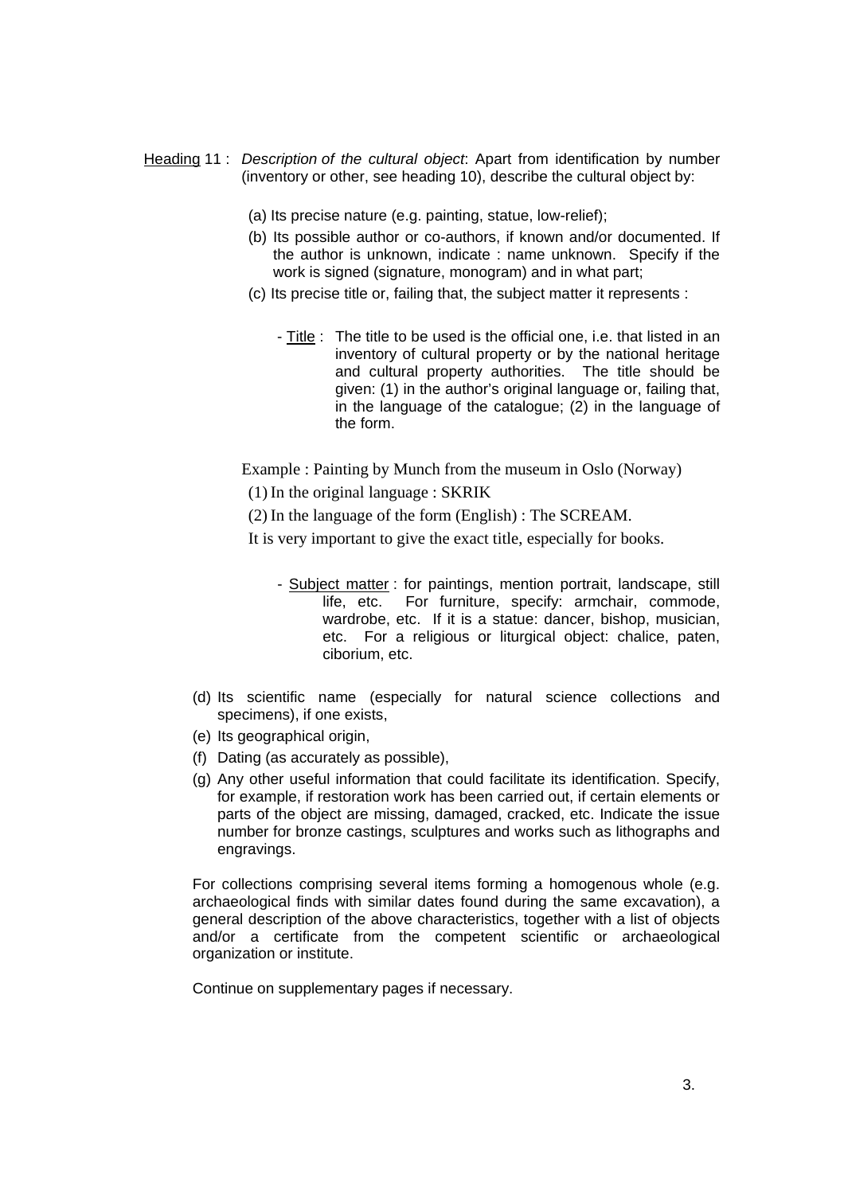<u>Heading</u> 11 : *Description of the cultural object*: Apart from identification by number (inventory or other, see heading 10), describe the cultural object by:

(a) Its precise nature (e.g. painting, statue, low-relief);

(b) Its possible author or co-authors, if known and/or documented. If the author is unknown, indicate : name unknown. Specify if the work is signed (signature, monogram) and in what part;

(c) Its precise title or, failing that, the subject matter it represents :

- <u>Title</u> : The title to be used is the official one, i.e. that listed in an inventory of cultural property or by the national heritage and cultural property authorities. The title should be given: (1) in the author's original language or, failing that, in the language of the catalogue; (2) in the language of the form.

Example : Painting by Munch from the museum in Oslo (Norway)

(1) In the original language : SKRIK

(2) In the language of the form (English) : The SCREAM.

It is very important to give the exact title, especially for books.

- <u>Subject matter</u> : for paintings, mention portrait, landscape, still life, etc. For furniture, specify: armchair, commode, wardrobe, etc. If it is a statue: dancer, bishop, musician, etc. For a religious or liturgical object: chalice, paten, ciborium, etc.

(d) Its scientific name (especially for natural science collections and specimens), if one exists,

(e) Its geographical origin,

(f) Dating (as accurately as possible),

(g) Any other useful information that could facilitate its identification. Specify, for example, if restoration work has been carried out, if certain elements or parts of the object are missing, damaged, cracked, etc. Indicate the issue number for bronze castings, sculptures and works such as lithographs and engravings.

For collections comprising several items forming a homogenous whole (e.g. archaeological finds with similar dates found during the same excavation), a general description of the above characteristics, together with a list of objects and/or a certificate from the competent scientific or archaeological organization or institute.

Continue on supplementary pages if necessary.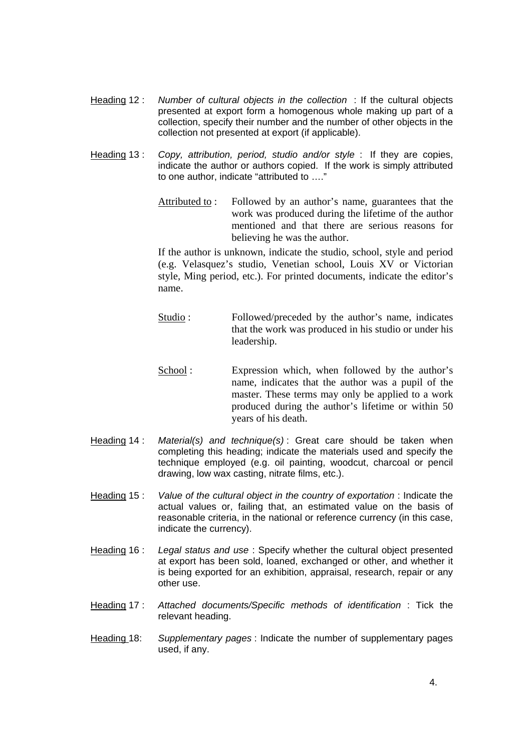Heading 12 : *Number of cultural objects in the collection* : If the cultural objects presented at export form a homogenous whole making up part of a collection, specify their number and the number of other objects in the collection not presented at export (if applicable).

Heading 13 : *Copy, attribution, period, studio and/or style* : If they are copies, indicate the author or authors copied. If the work is simply attributed to one author, indicate "attributed to …."

Attributed to : Followed by an author's name, guarantees that the work was produced during the lifetime of the author mentioned and that there are serious reasons for believing he was the author.

If the author is unknown, indicate the studio, school, style and period (e.g. Velasquez's studio, Venetian school, Louis XV or Victorian style, Ming period, etc.). For printed documents, indicate the editor's name.

Studio : Followed/preceded by the author's name, indicates that the work was produced in his studio or under his leadership.

School : Expression which, when followed by the author's name, indicates that the author was a pupil of the master. These terms may only be applied to a work produced during the author's lifetime or within 50 years of his death.

Heading 14 : *Material(s) and technique(s)* : Great care should be taken when completing this heading; indicate the materials used and specify the technique employed (e.g. oil painting, woodcut, charcoal or pencil drawing, low wax casting, nitrate films, etc.).

Heading 15 : *Value of the cultural object in the country of exportation* : Indicate the actual values or, failing that, an estimated value on the basis of reasonable criteria, in the national or reference currency (in this case, indicate the currency).

Heading 16 : *Legal status and use* : Specify whether the cultural object presented at export has been sold, loaned, exchanged or other, and whether it is being exported for an exhibition, appraisal, research, repair or any other use.

Heading 17 : *Attached documents/Specific methods of identification* : Tick the relevant heading.

Heading 18: *Supplementary pages* : Indicate the number of supplementary pages used, if any.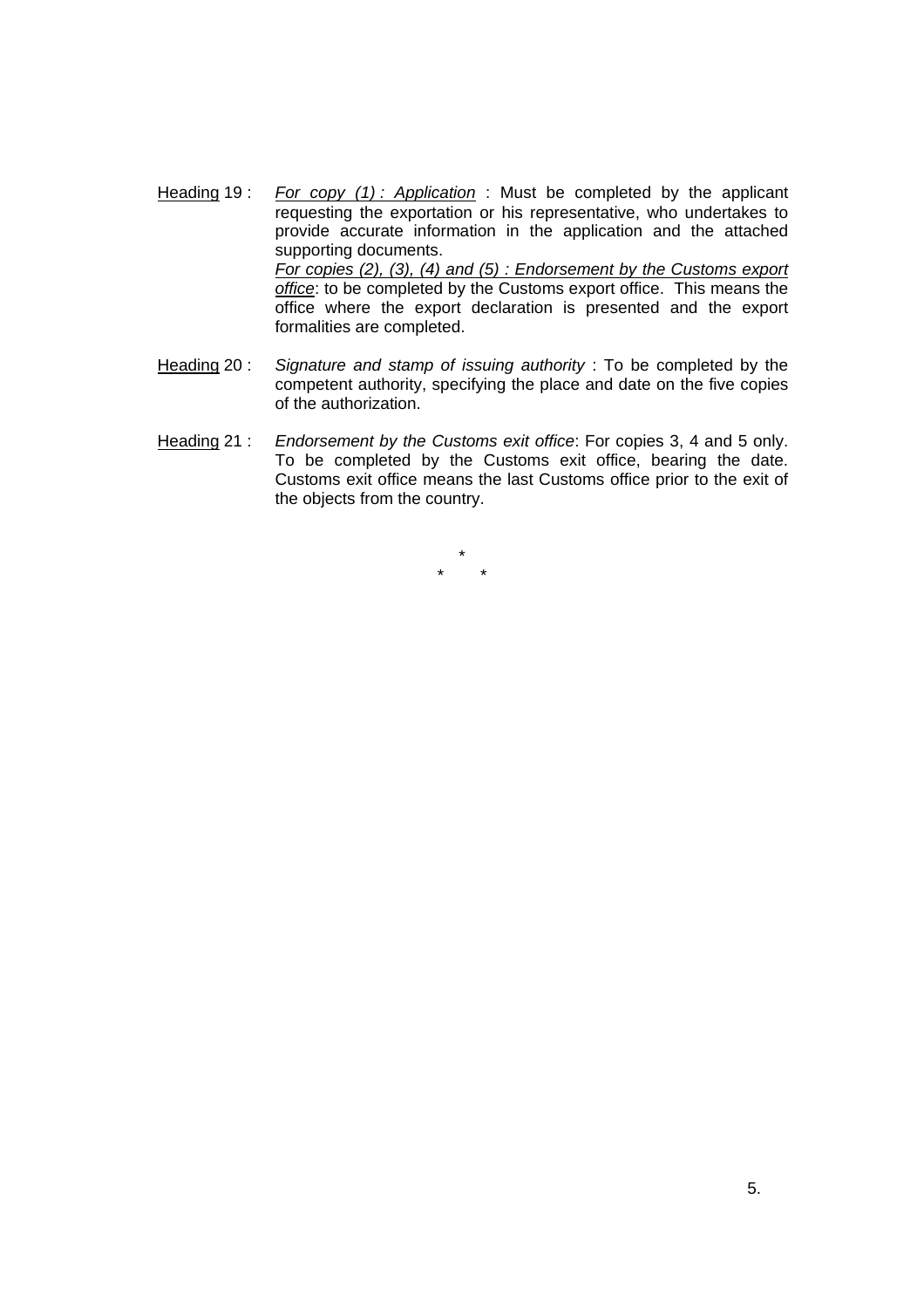<u>Heading</u> 19 : *<u>For copy (1) : Application</u>* : Must be completed by the applicant requesting the exportation or his representative, who undertakes to provide accurate information in the application and the attached supporting documents.
*<u>For copies (2), (3), (4) and (5) : Endorsement by the Customs export office</u>*: to be completed by the Customs export office. This means the office where the export declaration is presented and the export formalities are completed.

<u>Heading</u> 20 : *Signature and stamp of issuing authority* : To be completed by the competent authority, specifying the place and date on the five copies of the authorization.

<u>Heading</u> 21 : *Endorsement by the Customs exit office*: For copies 3, 4 and 5 only. To be completed by the Customs exit office, bearing the date. Customs exit office means the last Customs office prior to the exit of the objects from the country.

\*
\* \*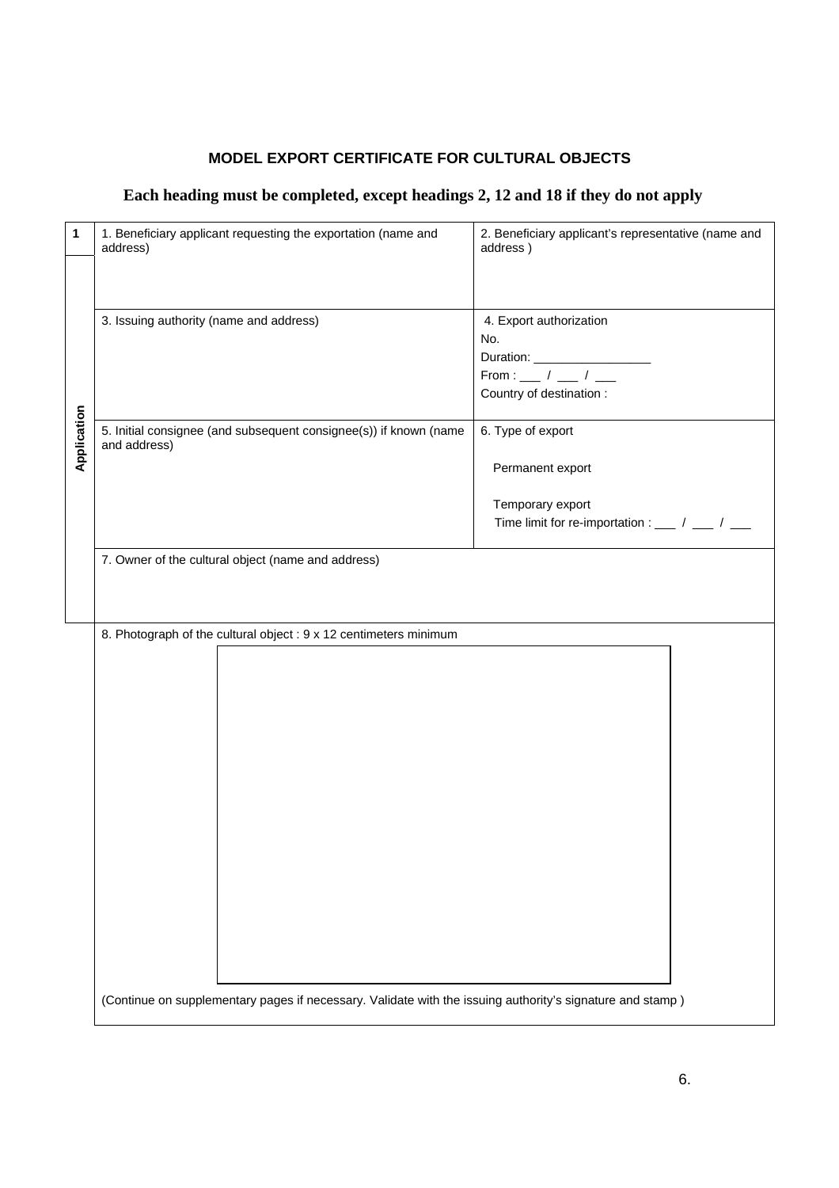**MODEL EXPORT CERTIFICATE FOR CULTURAL OBJECTS**

**Each heading must be completed, except headings 2, 12 and 18 if they do not apply**

| 1 | | |
|---|---|---|
| **Application** | 1. Beneficiary applicant requesting the exportation (name and address) | 2. Beneficiary applicant's representative (name and address ) |
| | 3. Issuing authority (name and address) | 4. Export authorization<br>No.<br>Duration: _________________<br>From : ___ / ___ / ___<br>Country of destination : |
| | 5. Initial consignee (and subsequent consignee(s)) if known (name and address) | 6. Type of export<br>Permanent export<br>Temporary export<br>Time limit for re-importation : ___ / ___ / ___ |
| | 7. Owner of the cultural object (name and address) | |
| | 8. Photograph of the cultural object : 9 x 12 centimeters minimum<br><br>(Continue on supplementary pages if necessary. Validate with the issuing authority's signature and stamp ) | |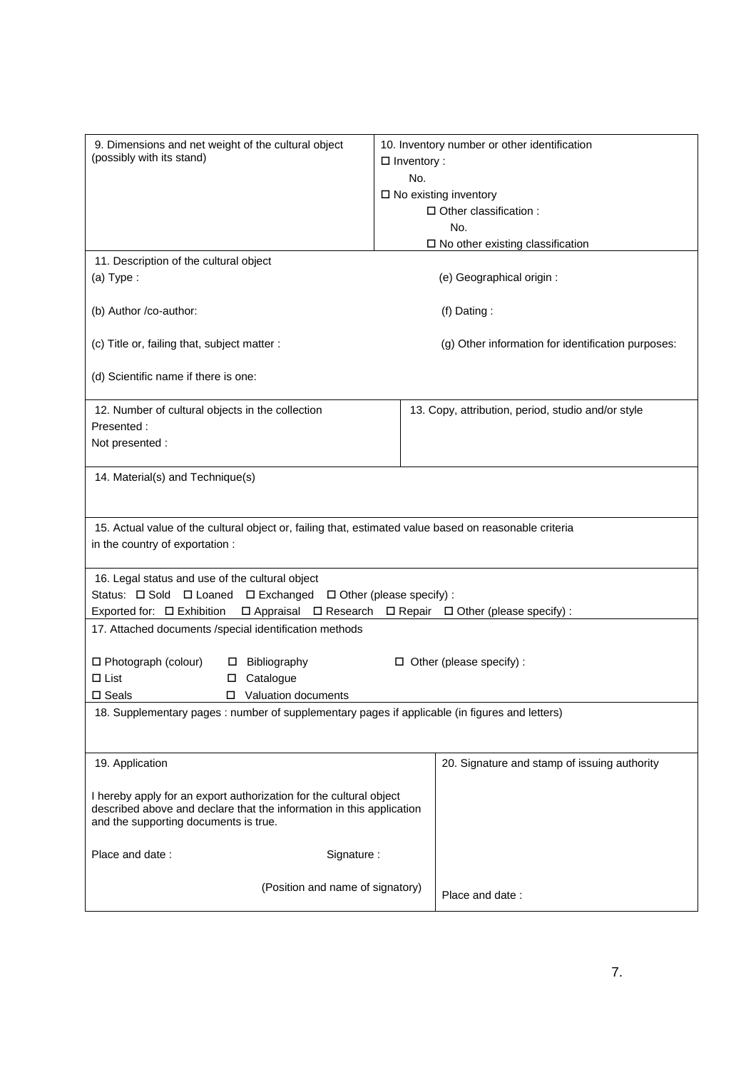| 9. Dimensions and net weight of the cultural object (possibly with its stand) | 10. Inventory number or other identification<br>☐ Inventory :<br>No.<br>☐ No existing inventory<br>☐ Other classification :<br>No.<br>☐ No other existing classification |
|---|---|

11. Description of the cultural object

(a) Type :

(b) Author /co-author:

(c) Title or, failing that, subject matter :

(d) Scientific name if there is one:

(e) Geographical origin :

(f) Dating :

(g) Other information for identification purposes:

| 12. Number of cultural objects in the collection<br>Presented :<br>Not presented : | 13. Copy, attribution, period, studio and/or style |
|---|---|

14. Material(s) and Technique(s)

15. Actual value of the cultural object or, failing that, estimated value based on reasonable criteria in the country of exportation :

16. Legal status and use of the cultural object

Status: ☐ Sold ☐ Loaned ☐ Exchanged ☐ Other (please specify) :

Exported for: ☐ Exhibition ☐ Appraisal ☐ Research ☐ Repair ☐ Other (please specify) :

17. Attached documents /special identification methods

☐ Photograph (colour) ☐ Bibliography ☐ Other (please specify) :
☐ List ☐ Catalogue
☐ Seals ☐ Valuation documents

18. Supplementary pages : number of supplementary pages if applicable (in figures and letters)

| 19. Application<br><br>I hereby apply for an export authorization for the cultural object described above and declare that the information in this application and the supporting documents is true.<br><br>Place and date : Signature :<br><br>(Position and name of signatory) | 20. Signature and stamp of issuing authority<br><br>Place and date : |
|---|---|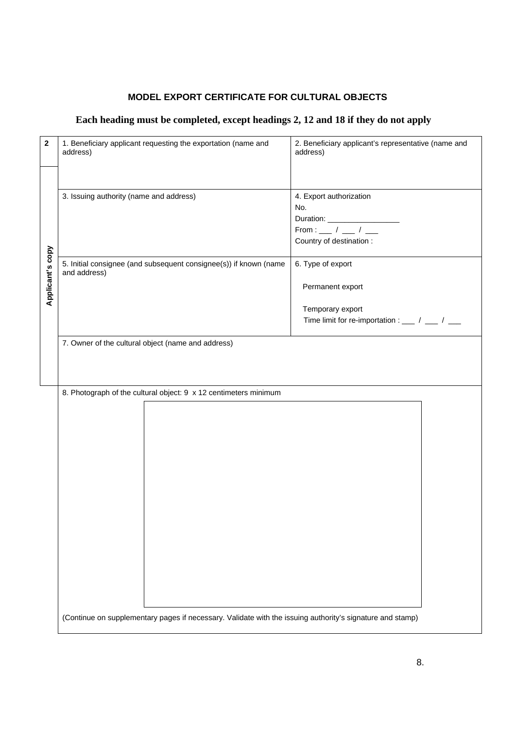**MODEL EXPORT CERTIFICATE FOR CULTURAL OBJECTS**

**Each heading must be completed, except headings 2, 12 and 18 if they do not apply**

| 2 | 1. Beneficiary applicant requesting the exportation (name and address) | 2. Beneficiary applicant's representative (name and address) |
|---|---|---|
| Applicant's copy | 3. Issuing authority (name and address) | 4. Export authorization<br>No.<br>Duration: _________________<br>From : ___ / ___ / ___<br>Country of destination : |
| | 5. Initial consignee (and subsequent consignee(s)) if known (name and address) | 6. Type of export<br>Permanent export<br>Temporary export<br>Time limit for re-importation : ___ / ___ / ___ |
| | 7. Owner of the cultural object (name and address) | |
| | 8. Photograph of the cultural object: 9 x 12 centimeters minimum<br><br>(Continue on supplementary pages if necessary. Validate with the issuing authority's signature and stamp) | |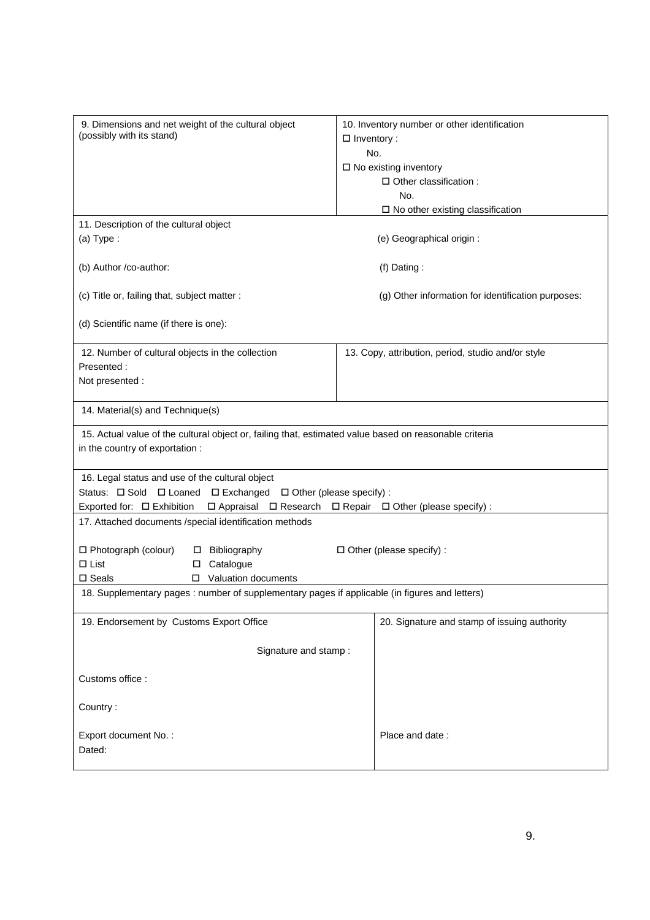| 9. Dimensions and net weight of the cultural object (possibly with its stand) | 10. Inventory number or other identification<br>☐ Inventory :<br>No.<br>☐ No existing inventory<br>☐ Other classification :<br>No.<br>☐ No other existing classification |
|---|---|
| 11. Description of the cultural object<br>(a) Type :<br>(b) Author /co-author:<br>(c) Title or, failing that, subject matter :<br>(d) Scientific name (if there is one): | (e) Geographical origin :<br>(f) Dating :<br>(g) Other information for identification purposes: |
| 12. Number of cultural objects in the collection<br>Presented :<br>Not presented : | 13. Copy, attribution, period, studio and/or style |
| 14. Material(s) and Technique(s) | |
| 15. Actual value of the cultural object or, failing that, estimated value based on reasonable criteria in the country of exportation : | |
| 16. Legal status and use of the cultural object<br>Status: ☐ Sold ☐ Loaned ☐ Exchanged ☐ Other (please specify) :<br>Exported for: ☐ Exhibition ☐ Appraisal ☐ Research ☐ Repair ☐ Other (please specify) : | |
| 17. Attached documents /special identification methods<br>☐ Photograph (colour) ☐ Bibliography ☐ Other (please specify) :<br>☐ List ☐ Catalogue<br>☐ Seals ☐ Valuation documents | |
| 18. Supplementary pages : number of supplementary pages if applicable (in figures and letters) | |
| 19. Endorsement by Customs Export Office<br>Signature and stamp :<br>Customs office :<br>Country :<br>Export document No. :<br>Dated: | 20. Signature and stamp of issuing authority<br>Place and date : |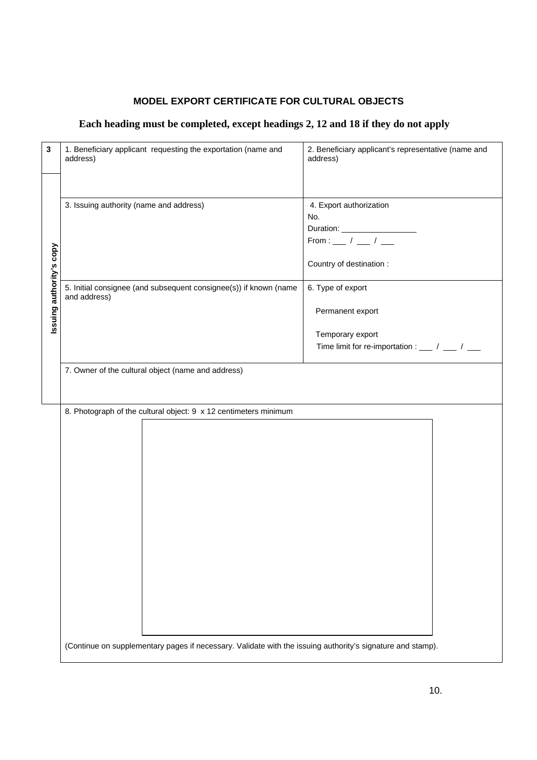**MODEL EXPORT CERTIFICATE FOR CULTURAL OBJECTS**

**Each heading must be completed, except headings 2, 12 and 18 if they do not apply**

| 3 | | |
|---|---|---|
| Issuing authority's copy | 1. Beneficiary applicant requesting the exportation (name and address) | 2. Beneficiary applicant's representative (name and address) |
| | 3. Issuing authority (name and address) | 4. Export authorization<br>No.<br>Duration: ________________<br>From : ___ / ___ / ___<br><br>Country of destination : |
| | 5. Initial consignee (and subsequent consignee(s)) if known (name and address) | 6. Type of export<br><br>Permanent export<br><br>Temporary export<br>Time limit for re-importation : ___ / ___ / ___ |
| | 7. Owner of the cultural object (name and address) | |

8. Photograph of the cultural object: 9 x 12 centimeters minimum

(Continue on supplementary pages if necessary. Validate with the issuing authority's signature and stamp).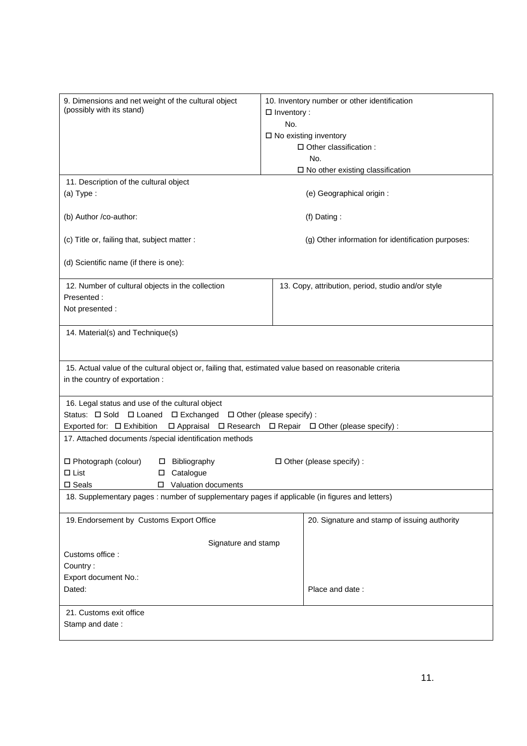| 9. Dimensions and net weight of the cultural object (possibly with its stand) | 10. Inventory number or other identification<br>☐ Inventory :<br>No.<br>☐ No existing inventory<br>☐ Other classification :<br>No.<br>☐ No other existing classification |
|---|---|
| 11. Description of the cultural object<br>(a) Type :<br>(b) Author /co-author:<br>(c) Title or, failing that, subject matter :<br>(d) Scientific name (if there is one): | (e) Geographical origin :<br>(f) Dating :<br>(g) Other information for identification purposes: |
| 12. Number of cultural objects in the collection<br>Presented :<br>Not presented : | 13. Copy, attribution, period, studio and/or style |
| 14. Material(s) and Technique(s) | |
| 15. Actual value of the cultural object or, failing that, estimated value based on reasonable criteria in the country of exportation : | |
| 16. Legal status and use of the cultural object<br>Status: ☐ Sold ☐ Loaned ☐ Exchanged ☐ Other (please specify) :<br>Exported for: ☐ Exhibition ☐ Appraisal ☐ Research ☐ Repair ☐ Other (please specify) : | |
| 17. Attached documents /special identification methods<br>☐ Photograph (colour) ☐ Bibliography ☐ Other (please specify) :<br>☐ List ☐ Catalogue<br>☐ Seals ☐ Valuation documents | |
| 18. Supplementary pages : number of supplementary pages if applicable (in figures and letters) | |
| 19. Endorsement by Customs Export Office<br>Signature and stamp<br>Customs office :<br>Country :<br>Export document No.:<br>Dated: | 20. Signature and stamp of issuing authority<br>Place and date : |
| 21. Customs exit office<br>Stamp and date : | |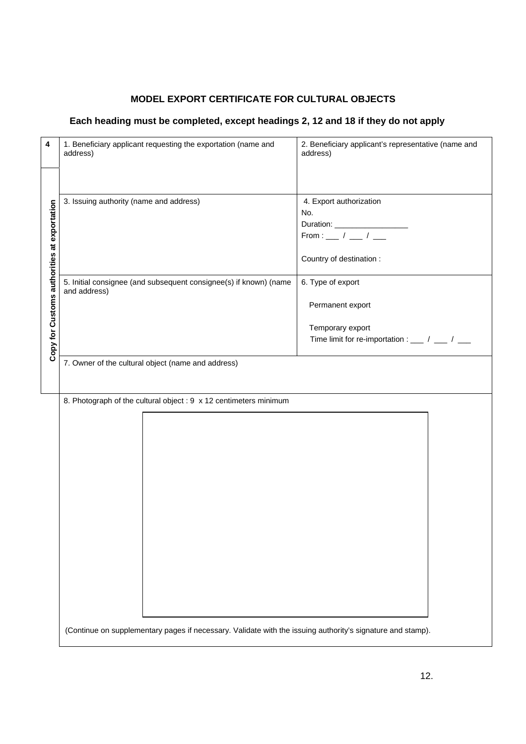**MODEL EXPORT CERTIFICATE FOR CULTURAL OBJECTS**

**Each heading must be completed, except headings 2, 12 and 18 if they do not apply**

| **4** | 1. Beneficiary applicant requesting the exportation (name and address) | 2. Beneficiary applicant's representative (name and address) |
|---|---|---|
| **Copy for Customs authorities at exportation** | 3. Issuing authority (name and address) | 4. Export authorization<br>No.<br>Duration: _________________<br>From : ___ / ___ / ___<br><br>Country of destination : |
| | 5. Initial consignee (and subsequent consignee(s) if known) (name and address) | 6. Type of export<br><br>Permanent export<br><br>Temporary export<br>Time limit for re-importation : ___ / ___ / ___ |
| | 7. Owner of the cultural object (name and address) | |
| | 8. Photograph of the cultural object : 9 x 12 centimeters minimum<br><br><br><br>(Continue on supplementary pages if necessary. Validate with the issuing authority's signature and stamp). | |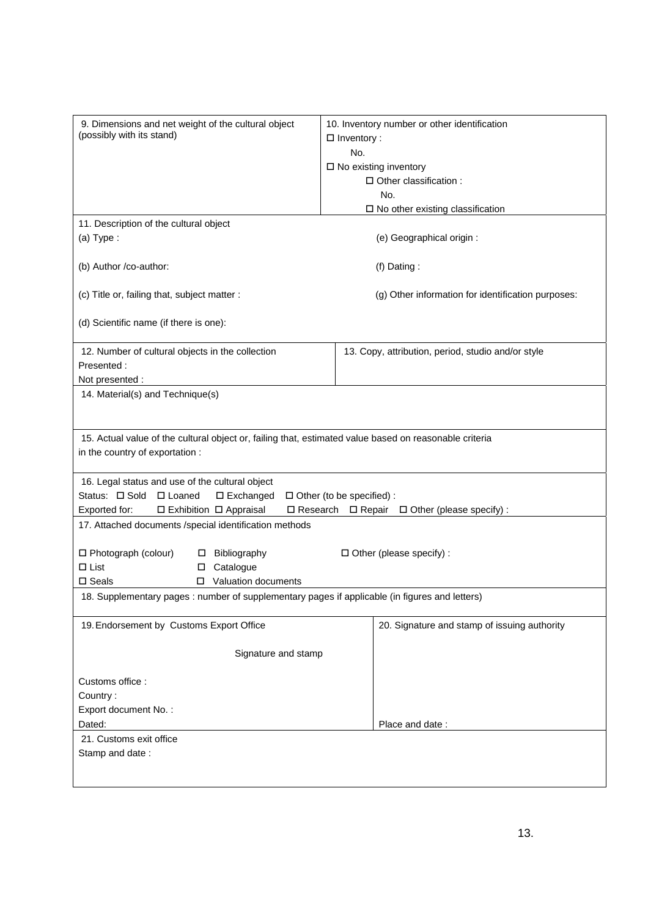| 9. Dimensions and net weight of the cultural object (possibly with its stand) | 10. Inventory number or other identification<br>☐ Inventory :<br>No.<br>☐ No existing inventory<br>☐ Other classification :<br>No.<br>☐ No other existing classification |
|---|---|

**11. Description of the cultural object**

(a) Type :

(b) Author /co-author:

(c) Title or, failing that, subject matter :

(d) Scientific name (if there is one):

(e) Geographical origin :

(f) Dating :

(g) Other information for identification purposes:

| 12. Number of cultural objects in the collection<br>Presented :<br>Not presented : | 13. Copy, attribution, period, studio and/or style |
|---|---|

**14. Material(s) and Technique(s)**

**15. Actual value of the cultural object or, failing that, estimated value based on reasonable criteria in the country of exportation :**

**16. Legal status and use of the cultural object**

Status: ☐ Sold ☐ Loaned ☐ Exchanged ☐ Other (to be specified) :

Exported for: ☐ Exhibition ☐ Appraisal ☐ Research ☐ Repair ☐ Other (please specify) :

**17. Attached documents /special identification methods**

☐ Photograph (colour) ☐ Bibliography ☐ Other (please specify) :

☐ List ☐ Catalogue

☐ Seals ☐ Valuation documents

**18. Supplementary pages : number of supplementary pages if applicable (in figures and letters)**

| 19. Endorsement by Customs Export Office<br><br>Signature and stamp<br><br>Customs office :<br>Country :<br>Export document No. :<br>Dated: | 20. Signature and stamp of issuing authority<br><br><br><br><br><br>Place and date : |
|---|---|

**21. Customs exit office**

Stamp and date :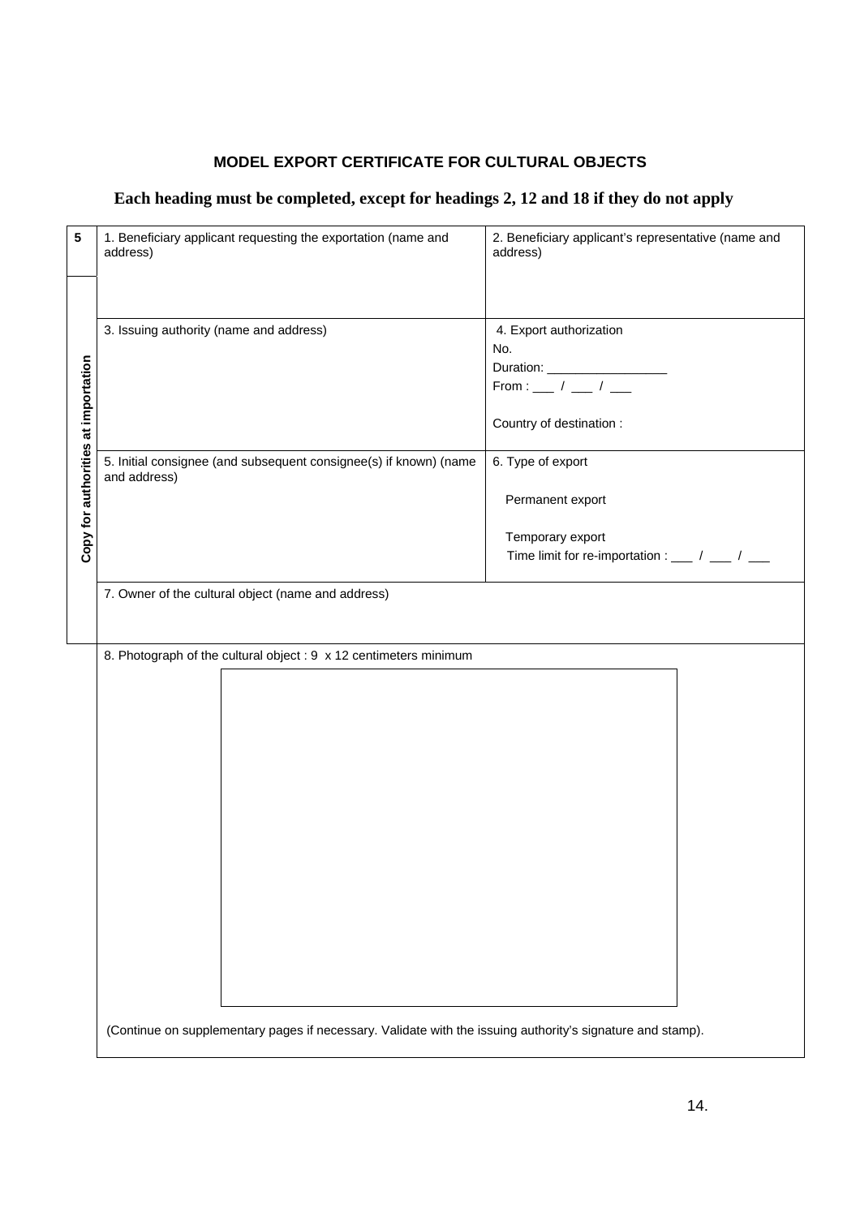**MODEL EXPORT CERTIFICATE FOR CULTURAL OBJECTS**

**Each heading must be completed, except for headings 2, 12 and 18 if they do not apply**

**5**

**Copy for authorities at importation**

| 1. Beneficiary applicant requesting the exportation (name and address) | 2. Beneficiary applicant's representative (name and address) |
|---|---|
| 3. Issuing authority (name and address) | 4. Export authorization<br>No.<br>Duration: _________________<br>From : ___ / ___ / ___<br><br>Country of destination : |
| 5. Initial consignee (and subsequent consignee(s) if known) (name and address) | 6. Type of export<br><br>Permanent export<br><br>Temporary export<br>Time limit for re-importation : ___ / ___ / ___ |
| 7. Owner of the cultural object (name and address) | |

8. Photograph of the cultural object : 9 x 12 centimeters minimum

(Continue on supplementary pages if necessary. Validate with the issuing authority's signature and stamp).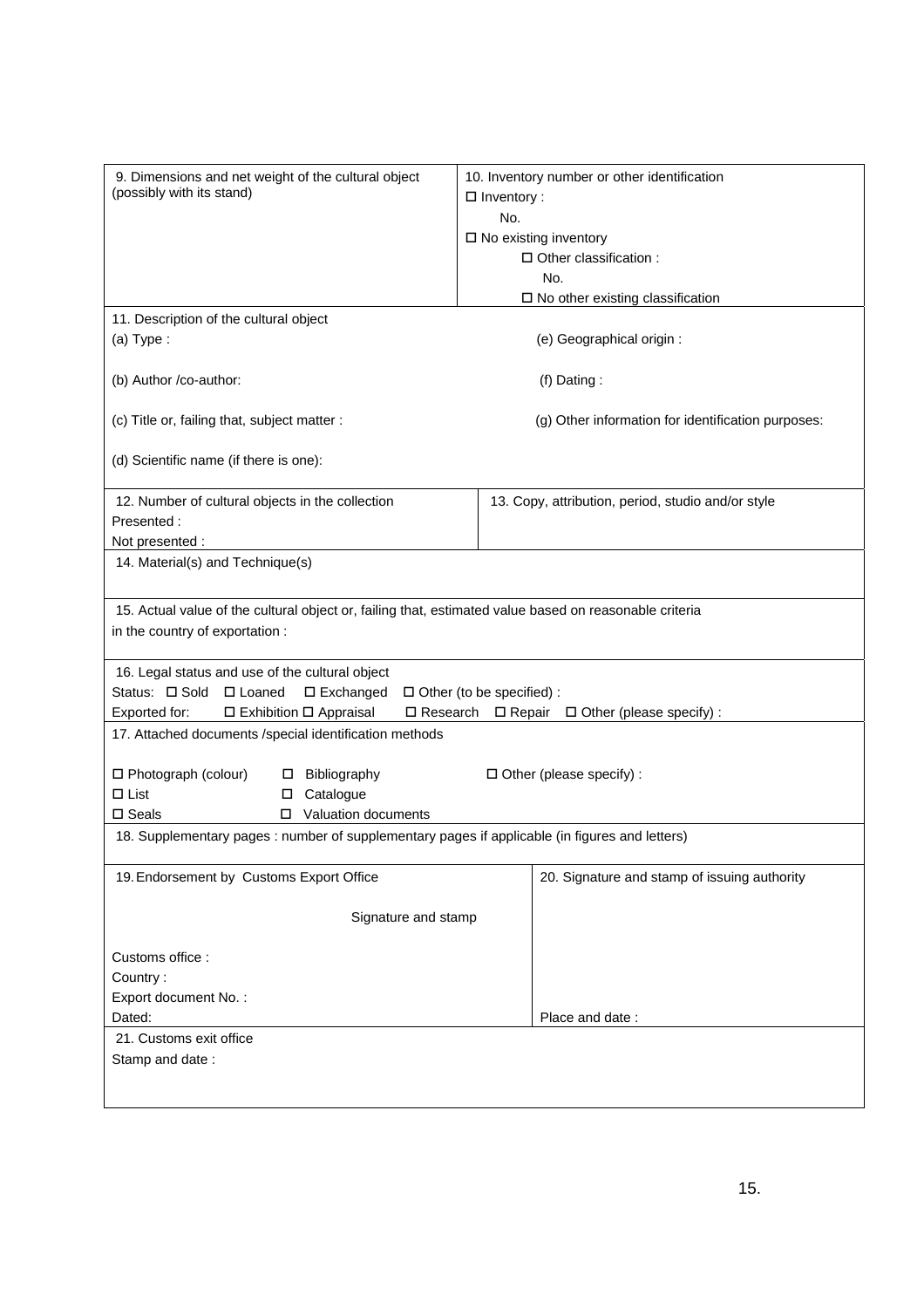| | |
|---|---|
| 9. Dimensions and net weight of the cultural object (possibly with its stand) | 10. Inventory number or other identification<br>☐ Inventory :<br>No.<br>☐ No existing inventory<br>☐ Other classification :<br>No.<br>☐ No other existing classification |

| | |
|---|---|
| 11. Description of the cultural object<br>(a) Type :<br><br>(b) Author /co-author:<br><br>(c) Title or, failing that, subject matter :<br><br>(d) Scientific name (if there is one): | <br>(e) Geographical origin :<br><br>(f) Dating :<br><br>(g) Other information for identification purposes: |

| | |
|---|---|
| 12. Number of cultural objects in the collection<br>Presented :<br>Not presented : | 13. Copy, attribution, period, studio and/or style |

| |
|---|
| 14. Material(s) and Technique(s) |
| 15. Actual value of the cultural object or, failing that, estimated value based on reasonable criteria in the country of exportation : |
| 16. Legal status and use of the cultural object<br>Status: ☐ Sold ☐ Loaned ☐ Exchanged ☐ Other (to be specified) :<br>Exported for: ☐ Exhibition ☐ Appraisal ☐ Research ☐ Repair ☐ Other (please specify) : |
| 17. Attached documents /special identification methods<br><br>☐ Photograph (colour) ☐ Bibliography ☐ Other (please specify) :<br>☐ List ☐ Catalogue<br>☐ Seals ☐ Valuation documents |
| 18. Supplementary pages : number of supplementary pages if applicable (in figures and letters) |

| | |
|---|---|
| 19. Endorsement by Customs Export Office<br><br>Signature and stamp<br><br>Customs office :<br>Country :<br>Export document No. :<br>Dated: | 20. Signature and stamp of issuing authority<br><br><br><br><br><br><br>Place and date : |

| |
|---|
| 21. Customs exit office<br>Stamp and date : |